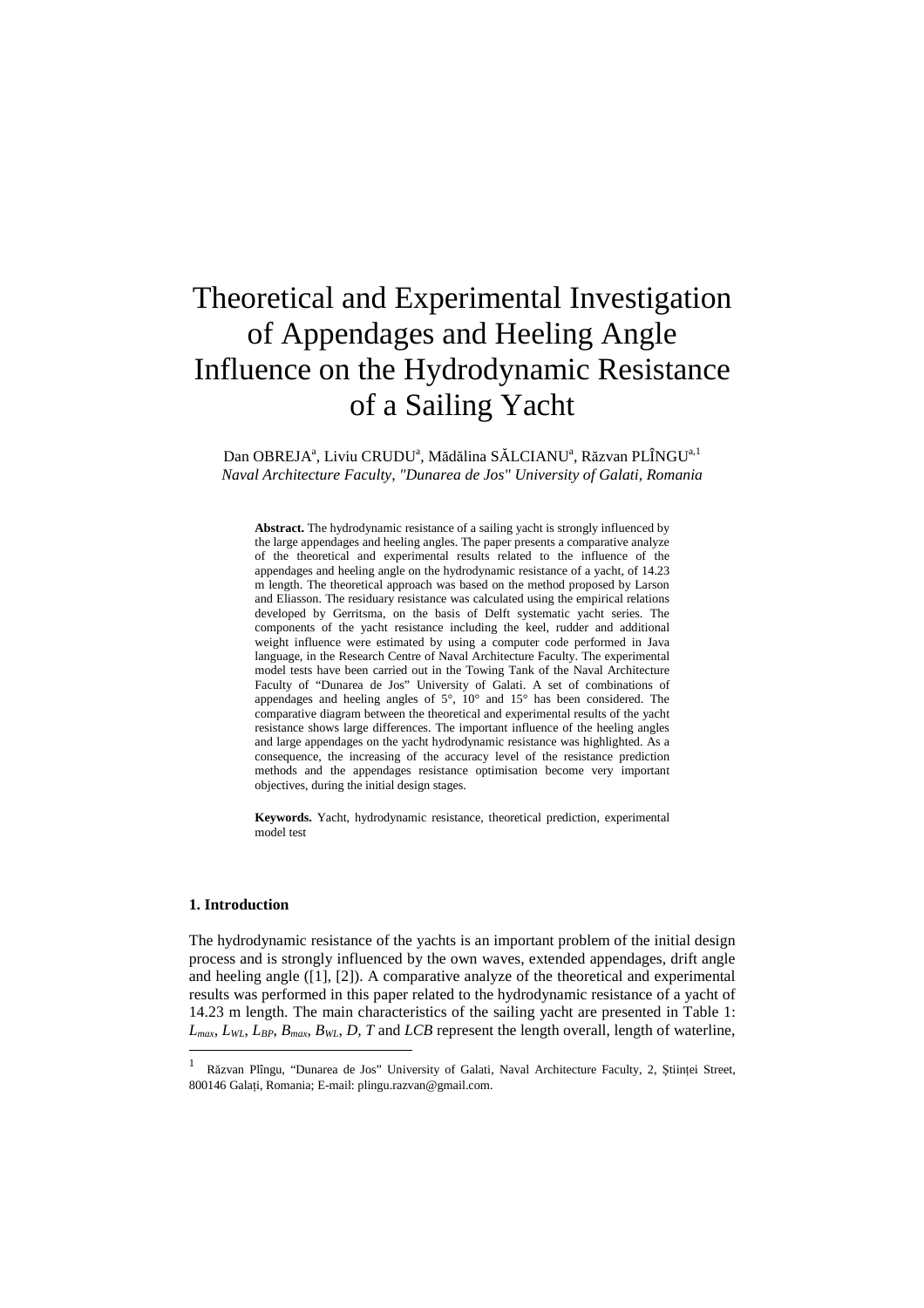# Theoretical and Experimental Investigation of Appendages and Heeling Angle Influence on the Hydrodynamic Resistance of a Sailing Yacht

Dan OBREJA[a], Liviu CRUDU[a], Mădălina SĂLCIANU[a], Răzvan PLÎNGU[a,1]

*Naval Architecture Faculty, "Dunarea de Jos" University of Galati, Romania*

**Abstract.** The hydrodynamic resistance of a sailing yacht is strongly influenced by the large appendages and heeling angles. The paper presents a comparative analyze of the theoretical and experimental results related to the influence of the appendages and heeling angle on the hydrodynamic resistance of a yacht, of 14.23 m length. The theoretical approach was based on the method proposed by Larson and Eliasson. The residuary resistance was calculated using the empirical relations developed by Gerritsma, on the basis of Delft systematic yacht series. The components of the yacht resistance including the keel, rudder and additional weight influence were estimated by using a computer code performed in Java language, in the Research Centre of Naval Architecture Faculty. The experimental model tests have been carried out in the Towing Tank of the Naval Architecture Faculty of "Dunarea de Jos" University of Galati. A set of combinations of appendages and heeling angles of 5°, 10° and 15° has been considered. The comparative diagram between the theoretical and experimental results of the yacht resistance shows large differences. The important influence of the heeling angles and large appendages on the yacht hydrodynamic resistance was highlighted. As a consequence, the increasing of the accuracy level of the resistance prediction methods and the appendages resistance optimisation become very important objectives, during the initial design stages.

**Keywords.** Yacht, hydrodynamic resistance, theoretical prediction, experimental model test

## 1. Introduction

The hydrodynamic resistance of the yachts is an important problem of the initial design process and is strongly influenced by the own waves, extended appendages, drift angle and heeling angle ([1], [2]). A comparative analyze of the theoretical and experimental results was performed in this paper related to the hydrodynamic resistance of a yacht of 14.23 m length. The main characteristics of the sailing yacht are presented in Table 1: $L_{max}$, $L_{WL}$, $L_{BP}$, $B_{max}$, $B_{WL}$, $D$, $T$ and $LCB$ represent the length overall, length of waterline,

---

1 Răzvan Plîngu, "Dunarea de Jos" University of Galati, Naval Architecture Faculty, 2, Științei Street, 800146 Galați, Romania; E-mail: plingu.razvan@gmail.com.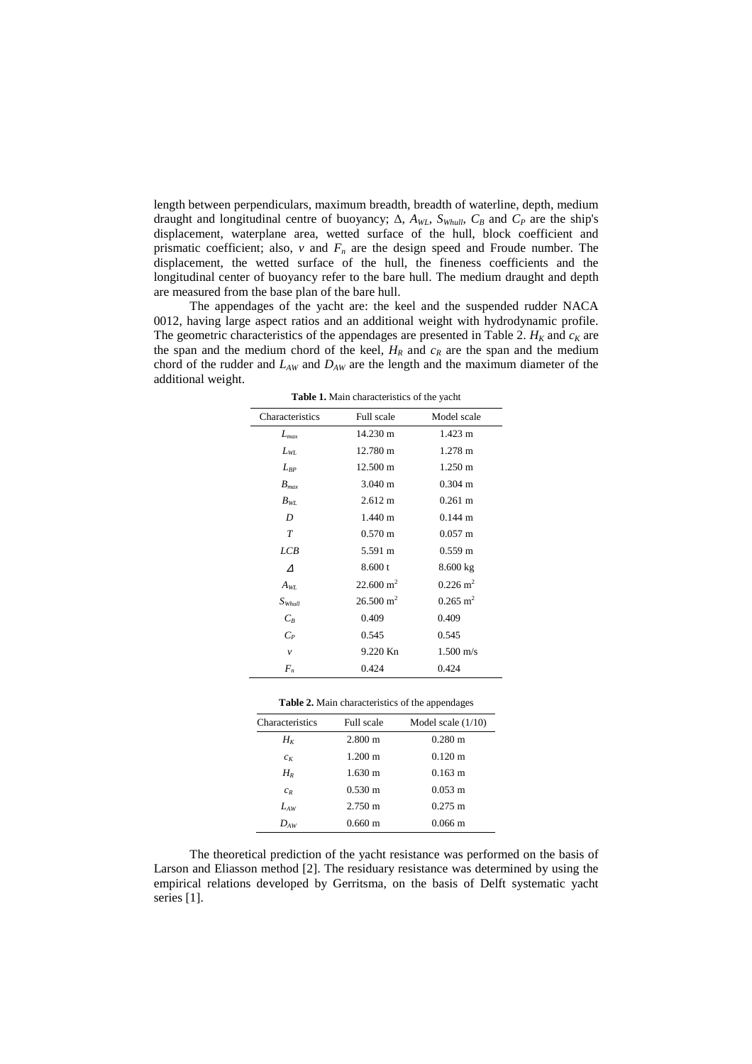length between perpendiculars, maximum breadth, breadth of waterline, depth, medium draught and longitudinal centre of buoyancy; $\Delta$, $A_{WL}$, $S_{Whull}$, $C_B$ and $C_P$ are the ship's displacement, waterplane area, wetted surface of the hull, block coefficient and prismatic coefficient; also, $v$ and $F_n$ are the design speed and Froude number. The displacement, the wetted surface of the hull, the fineness coefficients and the longitudinal center of buoyancy refer to the bare hull. The medium draught and depth are measured from the base plan of the bare hull.

The appendages of the yacht are: the keel and the suspended rudder NACA 0012, having large aspect ratios and an additional weight with hydrodynamic profile. The geometric characteristics of the appendages are presented in Table 2. $H_K$ and $c_K$ are the span and the medium chord of the keel, $H_R$ and $c_R$ are the span and the medium chord of the rudder and $L_{AW}$ and $D_{AW}$ are the length and the maximum diameter of the additional weight.

**Table 1.** Main characteristics of the yacht

| Characteristics | Full scale | Model scale |
|---|---|---|
| $L_{max}$ | 14.230 m | 1.423 m |
| $L_{WL}$ | 12.780 m | 1.278 m |
| $L_{BP}$ | 12.500 m | 1.250 m |
| $B_{max}$ | 3.040 m | 0.304 m |
| $B_{WL}$ | 2.612 m | 0.261 m |
| $D$ | 1.440 m | 0.144 m |
| $T$ | 0.570 m | 0.057 m |
| $LCB$ | 5.591 m | 0.559 m |
| $\Delta$ | 8.600 t | 8.600 kg |
| $A_{WL}$ | 22.600 m$^2$ | 0.226 m$^2$ |
| $S_{Whull}$ | 26.500 m$^2$ | 0.265 m$^2$ |
| $C_B$ | 0.409 | 0.409 |
| $C_P$ | 0.545 | 0.545 |
| $v$ | 9.220 Kn | 1.500 m/s |
| $F_n$ | 0.424 | 0.424 |

**Table 2.** Main characteristics of the appendages

| Characteristics | Full scale | Model scale (1/10) |
|---|---|---|
| $H_K$ | 2.800 m | 0.280 m |
| $c_K$ | 1.200 m | 0.120 m |
| $H_R$ | 1.630 m | 0.163 m |
| $c_R$ | 0.530 m | 0.053 m |
| $L_{AW}$ | 2.750 m | 0.275 m |
| $D_{AW}$ | 0.660 m | 0.066 m |

The theoretical prediction of the yacht resistance was performed on the basis of Larson and Eliasson method [2]. The residuary resistance was determined by using the empirical relations developed by Gerritsma, on the basis of Delft systematic yacht series [1].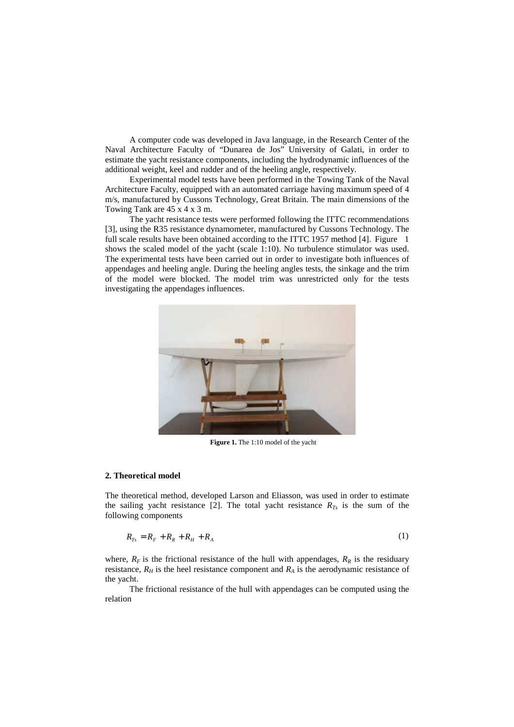A computer code was developed in Java language, in the Research Center of the Naval Architecture Faculty of "Dunarea de Jos" University of Galati, in order to estimate the yacht resistance components, including the hydrodynamic influences of the additional weight, keel and rudder and of the heeling angle, respectively.

Experimental model tests have been performed in the Towing Tank of the Naval Architecture Faculty, equipped with an automated carriage having maximum speed of 4 m/s, manufactured by Cussons Technology, Great Britain. The main dimensions of the Towing Tank are 45 x 4 x 3 m.

The yacht resistance tests were performed following the ITTC recommendations [3], using the R35 resistance dynamometer, manufactured by Cussons Technology. The full scale results have been obtained according to the ITTC 1957 method [4]. Figure 1 shows the scaled model of the yacht (scale 1:10). No turbulence stimulator was used. The experimental tests have been carried out in order to investigate both influences of appendages and heeling angle. During the heeling angles tests, the sinkage and the trim of the model were blocked. The model trim was unrestricted only for the tests investigating the appendages influences.

**Figure 1.** The 1:10 model of the yacht

## 2. Theoretical model

The theoretical method, developed Larson and Eliasson, was used in order to estimate the sailing yacht resistance [2]. The total yacht resistance $R_{Ts}$ is the sum of the following components

$$R_{Ts} = R_F + R_R + R_H + R_A \tag{1}$$

where, $R_F$ is the frictional resistance of the hull with appendages, $R_R$ is the residuary resistance, $R_H$ is the heel resistance component and $R_A$ is the aerodynamic resistance of the yacht.

The frictional resistance of the hull with appendages can be computed using the relation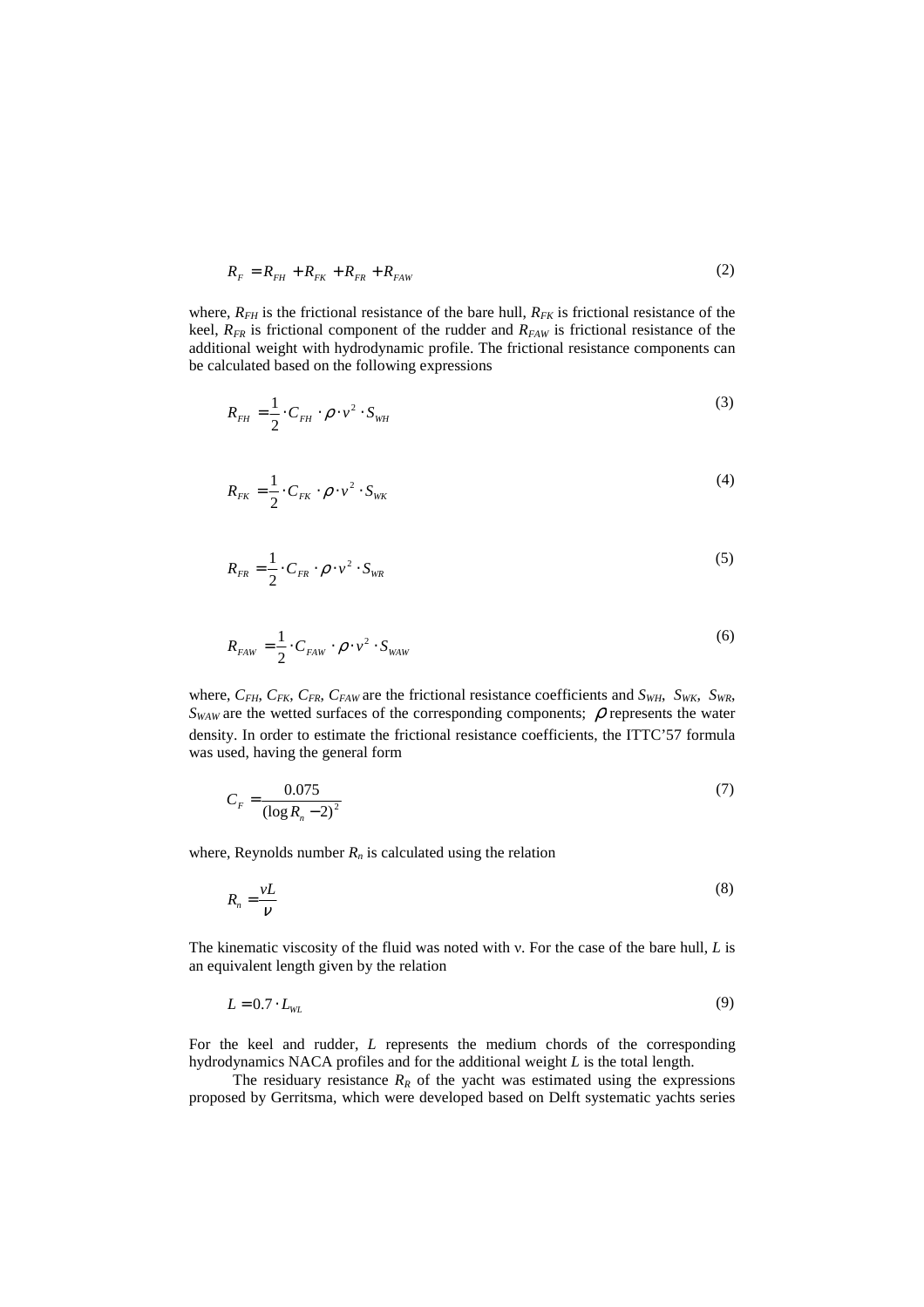$$R_F = R_{FH} + R_{FK} + R_{FR} + R_{FAW} \tag{2}$$

where, $R_{FH}$ is the frictional resistance of the bare hull, $R_{FK}$ is frictional resistance of the keel, $R_{FR}$ is frictional component of the rudder and $R_{FAW}$ is frictional resistance of the additional weight with hydrodynamic profile. The frictional resistance components can be calculated based on the following expressions

$$R_{FH} = \frac{1}{2} \cdot C_{FH} \cdot \rho \cdot v^2 \cdot S_{WH} \tag{3}$$

$$R_{FK} = \frac{1}{2} \cdot C_{FK} \cdot \rho \cdot v^2 \cdot S_{WK} \tag{4}$$

$$R_{FR} = \frac{1}{2} \cdot C_{FR} \cdot \rho \cdot v^2 \cdot S_{WR} \tag{5}$$

$$R_{FAW} = \frac{1}{2} \cdot C_{FAW} \cdot \rho \cdot v^2 \cdot S_{WAW} \tag{6}$$

where, $C_{FH}$, $C_{FK}$, $C_{FR}$, $C_{FAW}$ are the frictional resistance coefficients and $S_{WH}$, $S_{WK}$, $S_{WR}$, $S_{WAW}$ are the wetted surfaces of the corresponding components; $\rho$ represents the water density. In order to estimate the frictional resistance coefficients, the ITTC'57 formula was used, having the general form

$$C_F = \frac{0.075}{(\log R_n - 2)^2} \tag{7}$$

where, Reynolds number $R_n$ is calculated using the relation

$$R_n = \frac{vL}{\nu} \tag{8}$$

The kinematic viscosity of the fluid was noted with $\nu$. For the case of the bare hull, $L$ is an equivalent length given by the relation

$$L = 0.7 \cdot L_{WL} \tag{9}$$

For the keel and rudder, $L$ represents the medium chords of the corresponding hydrodynamics NACA profiles and for the additional weight $L$ is the total length.

The residuary resistance $R_R$ of the yacht was estimated using the expressions proposed by Gerritsma, which were developed based on Delft systematic yachts series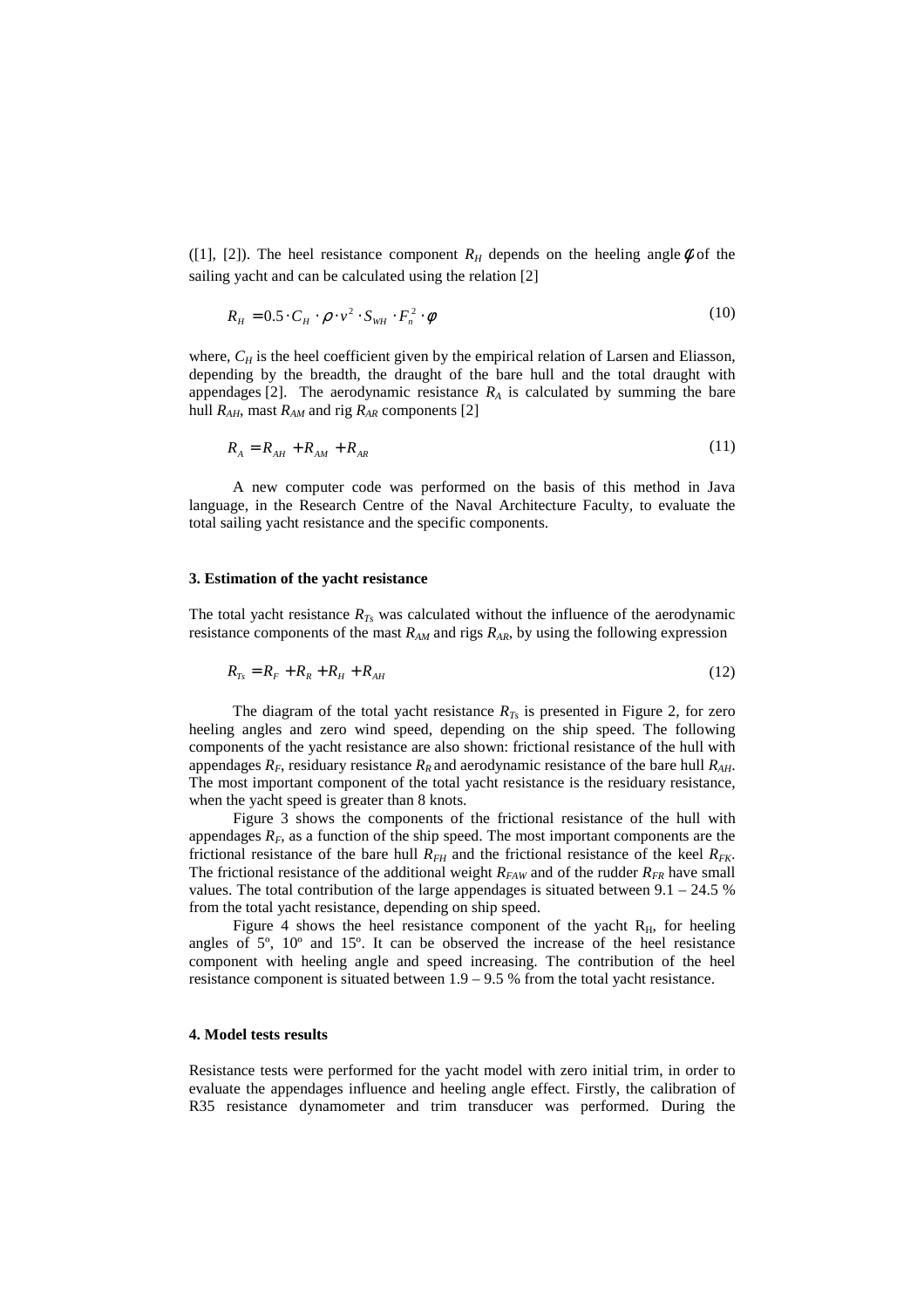([1], [2]). The heel resistance component $R_H$ depends on the heeling angle $\varphi$ of the sailing yacht and can be calculated using the relation [2]

$$R_H = 0.5 \cdot C_H \cdot \rho \cdot v^2 \cdot S_{WH} \cdot F_n^2 \cdot \phi \tag{10}$$

where, $C_H$ is the heel coefficient given by the empirical relation of Larsen and Eliasson, depending by the breadth, the draught of the bare hull and the total draught with appendages [2]. The aerodynamic resistance $R_A$ is calculated by summing the bare hull $R_{AH}$, mast $R_{AM}$ and rig $R_{AR}$ components [2]

$$R_A = R_{AH} + R_{AM} + R_{AR} \tag{11}$$

A new computer code was performed on the basis of this method in Java language, in the Research Centre of the Naval Architecture Faculty, to evaluate the total sailing yacht resistance and the specific components.

### 3. Estimation of the yacht resistance

The total yacht resistance $R_{Ts}$ was calculated without the influence of the aerodynamic resistance components of the mast $R_{AM}$ and rigs $R_{AR}$, by using the following expression

$$R_{Ts} = R_F + R_R + R_H + R_{AH} \tag{12}$$

The diagram of the total yacht resistance $R_{Ts}$ is presented in Figure 2, for zero heeling angles and zero wind speed, depending on the ship speed. The following components of the yacht resistance are also shown: frictional resistance of the hull with appendages $R_F$, residuary resistance $R_R$ and aerodynamic resistance of the bare hull $R_{AH}$. The most important component of the total yacht resistance is the residuary resistance, when the yacht speed is greater than 8 knots.

Figure 3 shows the components of the frictional resistance of the hull with appendages $R_F$, as a function of the ship speed. The most important components are the frictional resistance of the bare hull $R_{FH}$ and the frictional resistance of the keel $R_{FK}$. The frictional resistance of the additional weight $R_{FAW}$ and of the rudder $R_{FR}$ have small values. The total contribution of the large appendages is situated between 9.1 – 24.5 % from the total yacht resistance, depending on ship speed.

Figure 4 shows the heel resistance component of the yacht $R_H$, for heeling angles of 5º, 10º and 15º. It can be observed the increase of the heel resistance component with heeling angle and speed increasing. The contribution of the heel resistance component is situated between 1.9 – 9.5 % from the total yacht resistance.

### 4. Model tests results

Resistance tests were performed for the yacht model with zero initial trim, in order to evaluate the appendages influence and heeling angle effect. Firstly, the calibration of R35 resistance dynamometer and trim transducer was performed. During the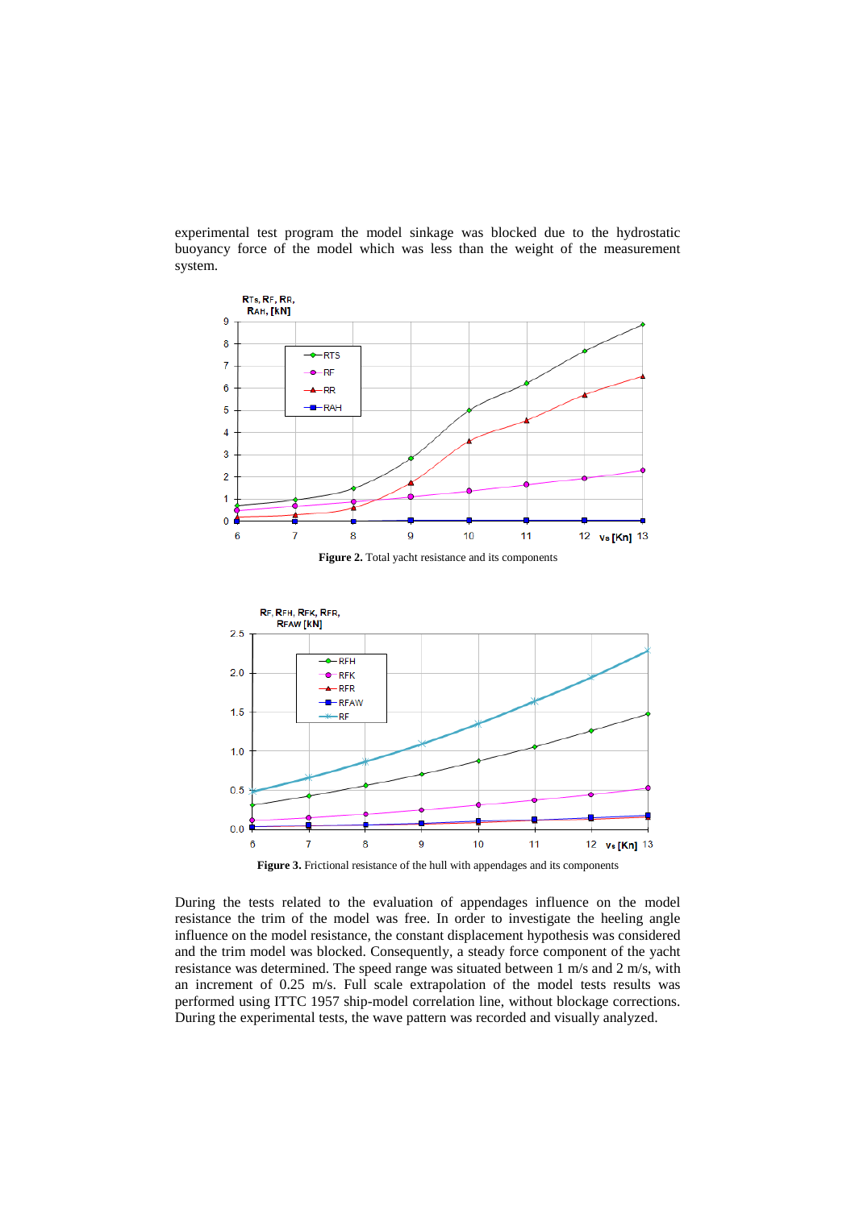experimental test program the model sinkage was blocked due to the hydrostatic buoyancy force of the model which was less than the weight of the measurement system.

**Figure 2.** Total yacht resistance and its components

**Figure 3.** Frictional resistance of the hull with appendages and its components

During the tests related to the evaluation of appendages influence on the model resistance the trim of the model was free. In order to investigate the heeling angle influence on the model resistance, the constant displacement hypothesis was considered and the trim model was blocked. Consequently, a steady force component of the yacht resistance was determined. The speed range was situated between 1 m/s and 2 m/s, with an increment of 0.25 m/s. Full scale extrapolation of the model tests results was performed using ITTC 1957 ship-model correlation line, without blockage corrections. During the experimental tests, the wave pattern was recorded and visually analyzed.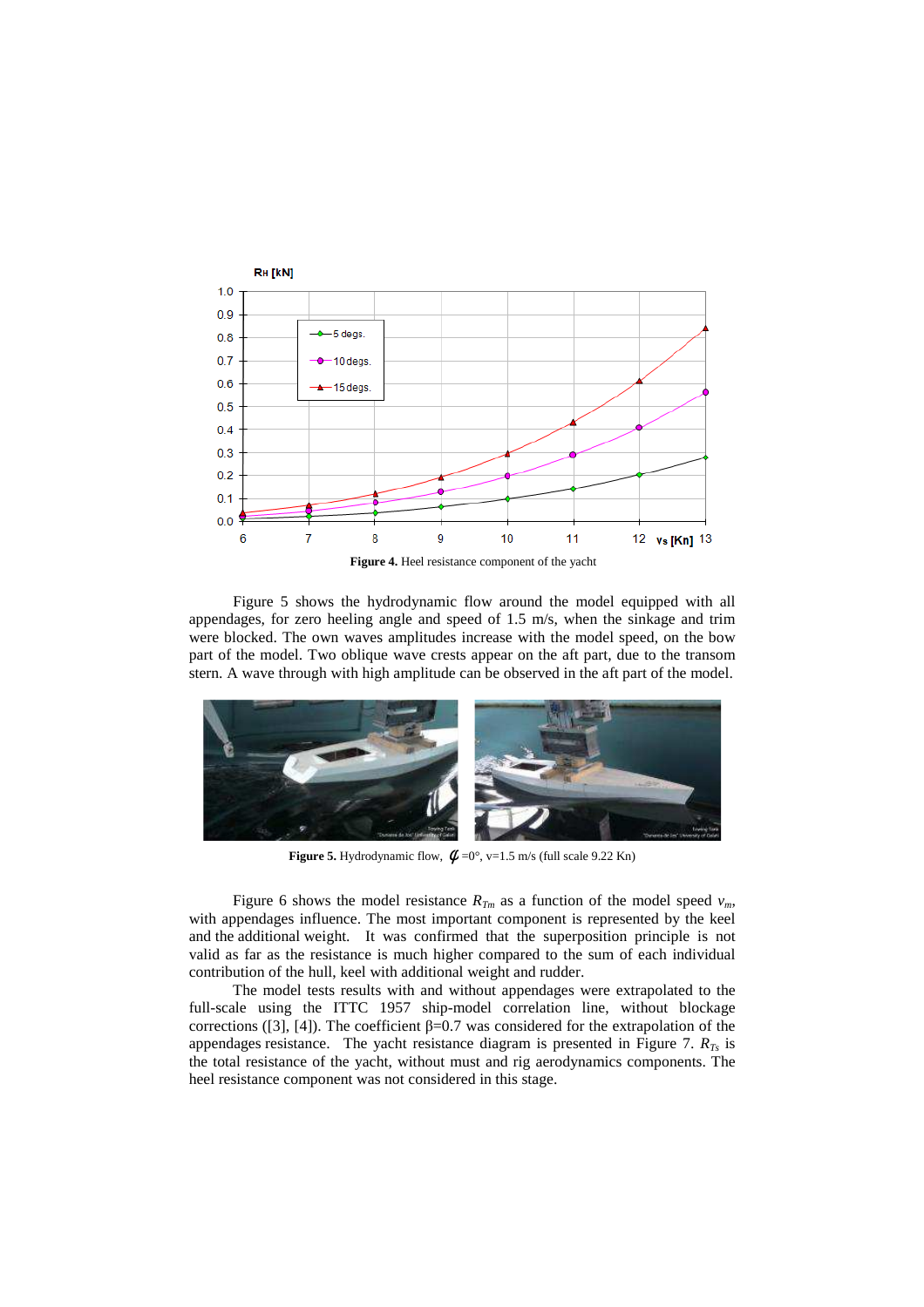**Figure 4.** Heel resistance component of the yacht

Figure 5 shows the hydrodynamic flow around the model equipped with all appendages, for zero heeling angle and speed of 1.5 m/s, when the sinkage and trim were blocked. The own waves amplitudes increase with the model speed, on the bow part of the model. Two oblique wave crests appear on the aft part, due to the transom stern. A wave through with high amplitude can be observed in the aft part of the model.

**Figure 5.** Hydrodynamic flow, $\phi$ =0°, v=1.5 m/s (full scale 9.22 Kn)

Figure 6 shows the model resistance $R_{Tm}$ as a function of the model speed $v_m$, with appendages influence. The most important component is represented by the keel and the additional weight. It was confirmed that the superposition principle is not valid as far as the resistance is much higher compared to the sum of each individual contribution of the hull, keel with additional weight and rudder.

The model tests results with and without appendages were extrapolated to the full-scale using the ITTC 1957 ship-model correlation line, without blockage corrections ([3], [4]). The coefficient β=0.7 was considered for the extrapolation of the appendages resistance. The yacht resistance diagram is presented in Figure 7. $R_{Ts}$ is the total resistance of the yacht, without must and rig aerodynamics components. The heel resistance component was not considered in this stage.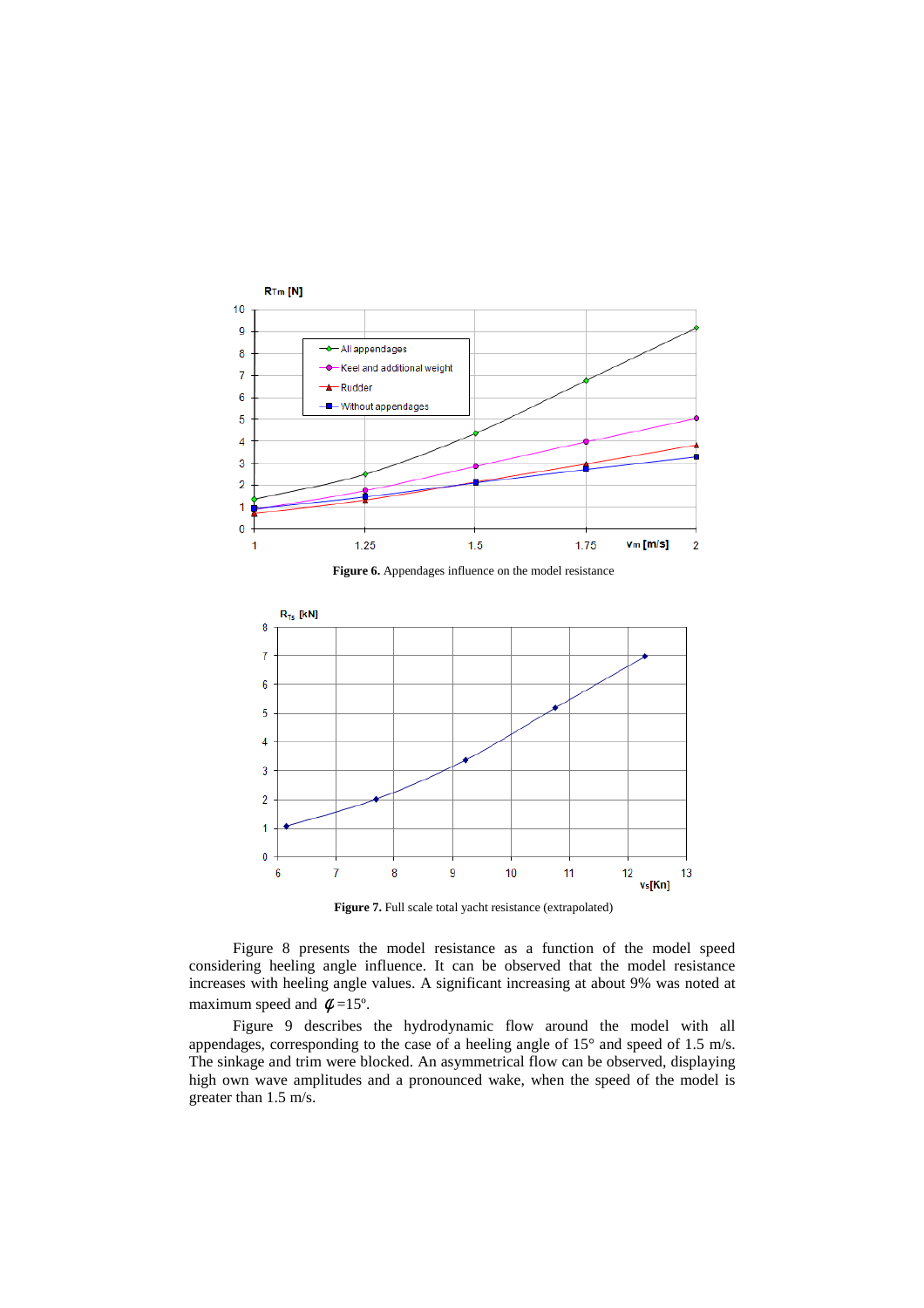**Figure 6.** Appendages influence on the model resistance

**Figure 7.** Full scale total yacht resistance (extrapolated)

Figure 8 presents the model resistance as a function of the model speed considering heeling angle influence. It can be observed that the model resistance increases with heeling angle values. A significant increasing at about 9% was noted at maximum speed and $\phi = 15^{\circ}$.

Figure 9 describes the hydrodynamic flow around the model with all appendages, corresponding to the case of a heeling angle of 15° and speed of 1.5 m/s. The sinkage and trim were blocked. An asymmetrical flow can be observed, displaying high own wave amplitudes and a pronounced wake, when the speed of the model is greater than 1.5 m/s.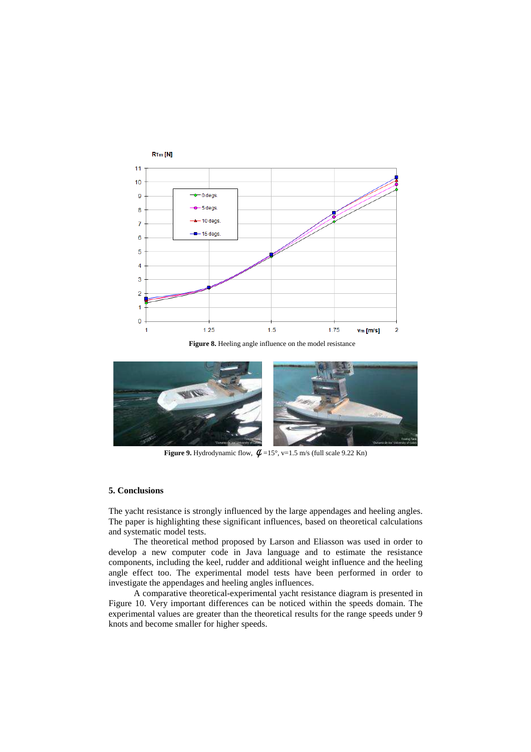**Figure 8.** Heeling angle influence on the model resistance

**Figure 9.** Hydrodynamic flow, $\phi$ =15°, v=1.5 m/s (full scale 9.22 Kn)

## 5. Conclusions

The yacht resistance is strongly influenced by the large appendages and heeling angles. The paper is highlighting these significant influences, based on theoretical calculations and systematic model tests.

The theoretical method proposed by Larson and Eliasson was used in order to develop a new computer code in Java language and to estimate the resistance components, including the keel, rudder and additional weight influence and the heeling angle effect too. The experimental model tests have been performed in order to investigate the appendages and heeling angles influences.

A comparative theoretical-experimental yacht resistance diagram is presented in Figure 10. Very important differences can be noticed within the speeds domain. The experimental values are greater than the theoretical results for the range speeds under 9 knots and become smaller for higher speeds.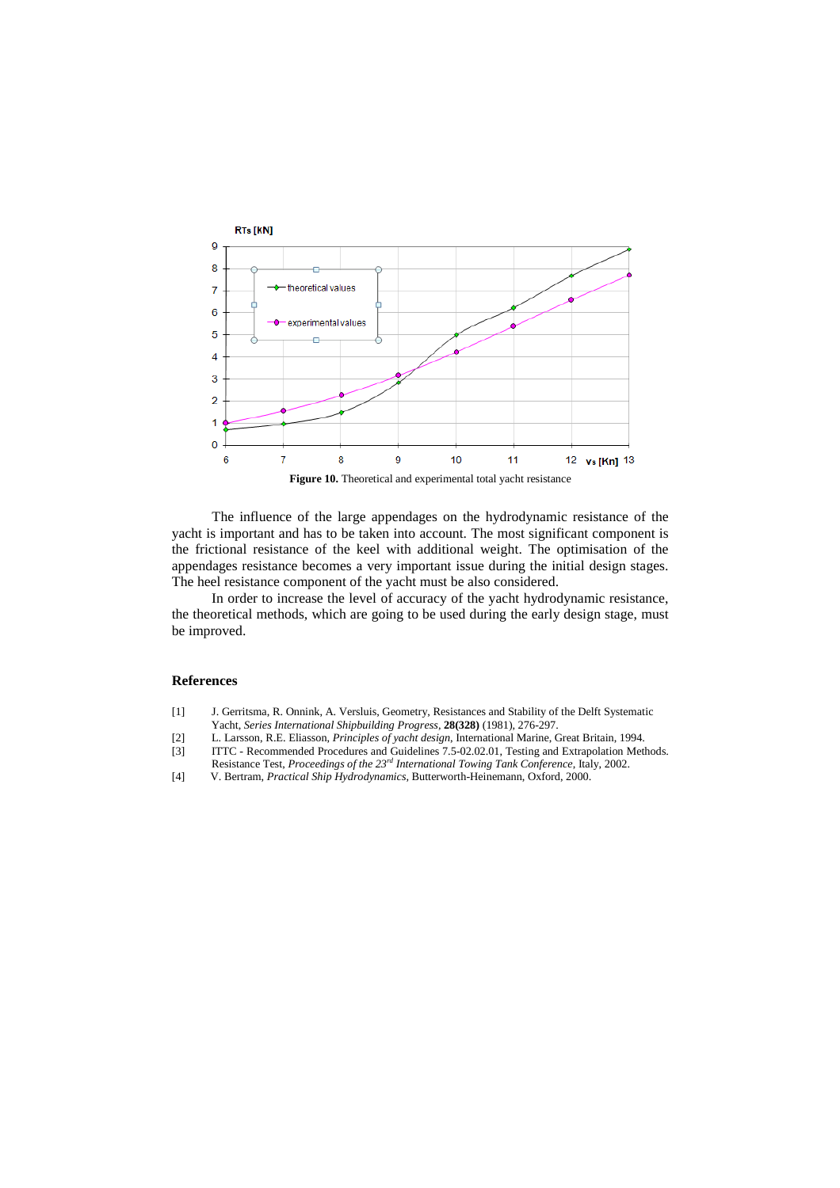RTs [kN]

9
8
7
6
5
4
3
2
1
0

6 7 8 9 10 11 12 vs [Kn] 13

theoretical values

experimental values

**Figure 10.** Theoretical and experimental total yacht resistance

The influence of the large appendages on the hydrodynamic resistance of the yacht is important and has to be taken into account. The most significant component is the frictional resistance of the keel with additional weight. The optimisation of the appendages resistance becomes a very important issue during the initial design stages. The heel resistance component of the yacht must be also considered.

In order to increase the level of accuracy of the yacht hydrodynamic resistance, the theoretical methods, which are going to be used during the early design stage, must be improved.

## References

[1] J. Gerritsma, R. Onnink, A. Versluis, Geometry, Resistances and Stability of the Delft Systematic Yacht, *Series International Shipbuilding Progress*, **28(328)** (1981), 276-297.

[2] L. Larsson, R.E. Eliasson, *Principles of yacht design*, International Marine, Great Britain, 1994.

[3] ITTC - Recommended Procedures and Guidelines 7.5-02.02.01, Testing and Extrapolation Methods. Resistance Test, *Proceedings of the 23rd International Towing Tank Conference*, Italy, 2002.

[4] V. Bertram, *Practical Ship Hydrodynamics*, Butterworth-Heinemann, Oxford, 2000.